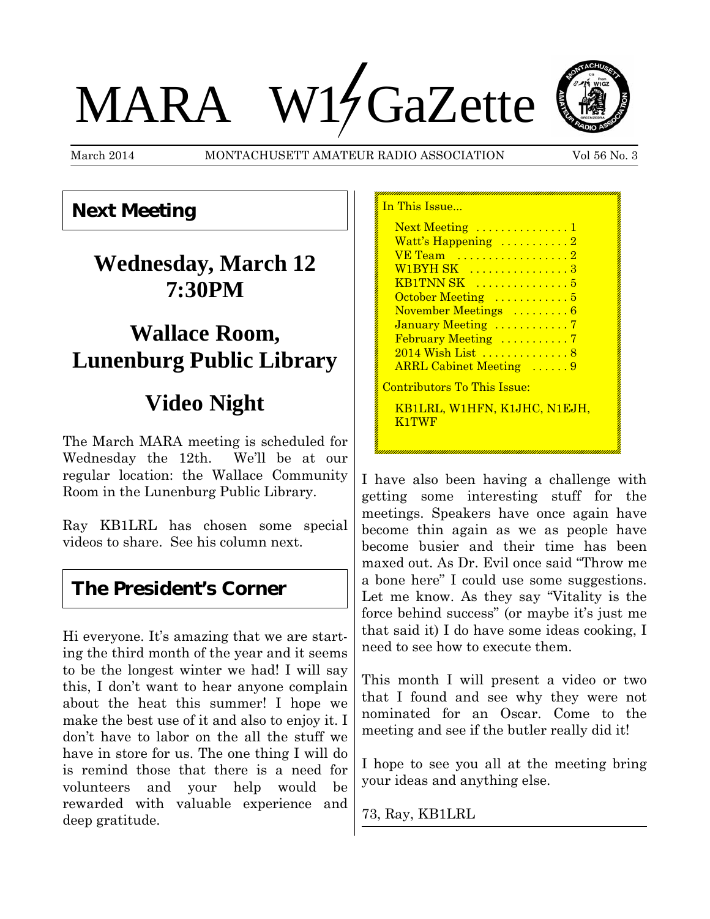# MARA W1GaZette

March 2014 MONTACHUSETT AMATEUR RADIO ASSOCIATION Vol 56 No. 3

## Next Meeting

# Wednesday, March 12 7:30PM

# Wallace Room, Lunenburg Public Library

# Video Night

The March MARA meeting is scheduled for Wednesday the 12th. We'll be at our regular location: the Wallace Community Room in the Lunenburg Public Library.

Ray KB1LRL has chosen some special videos to share. See his column next.

## The President's Corner

Hi everyone. It's amazing that we are starting the third month of the year and it seems to be the longest winter we had! I will say this, I don't want to hear anyone complain about the heat this summer! I hope we make the best use of it and also to enjoy it. I don't have to labor on the all the stuff we have in store for us. The one thing I will do is remind those that there is a need for volunteers and your help would be rewarded with valuable experience and deep gratitude.

I have also been having a challenge with getting some interesting stuff for the meetings. Speakers have once again have become thin again as we as people have become busier and their time has been maxed out. As Dr. Evil once said "Throw me a bone here" I could use some suggestions. Let me know. As they say "Vitality is the force behind success" (or maybe it's just me that said it) I do have some ideas cooking, I need to see how to execute them.

This month I will present a video or two that I found and see why they were not nominated for an Oscar. Come to the meeting and see if the butler really did it!

I hope to see you all at the meeting bring your ideas and anything else.

73, Ray, KB1LRL

---

In This Issue...

- Next Meeting ............... 1
- Watt's Happening ........... 2
- VE Team .................. 2
- W1BYH SK ................ 3
- KB1TNN SK ............... 5
- October Meeting ............ 5
- November Meetings ......... 6
- January Meeting ............ 7
- February Meeting ........... 7
- 2014 Wish List .............. 8
- ARRL Cabinet Meeting ...... 9

Contributors To This Issue:

KB1LRL, W1HFN, K1JHC, N1EJH, K1TWF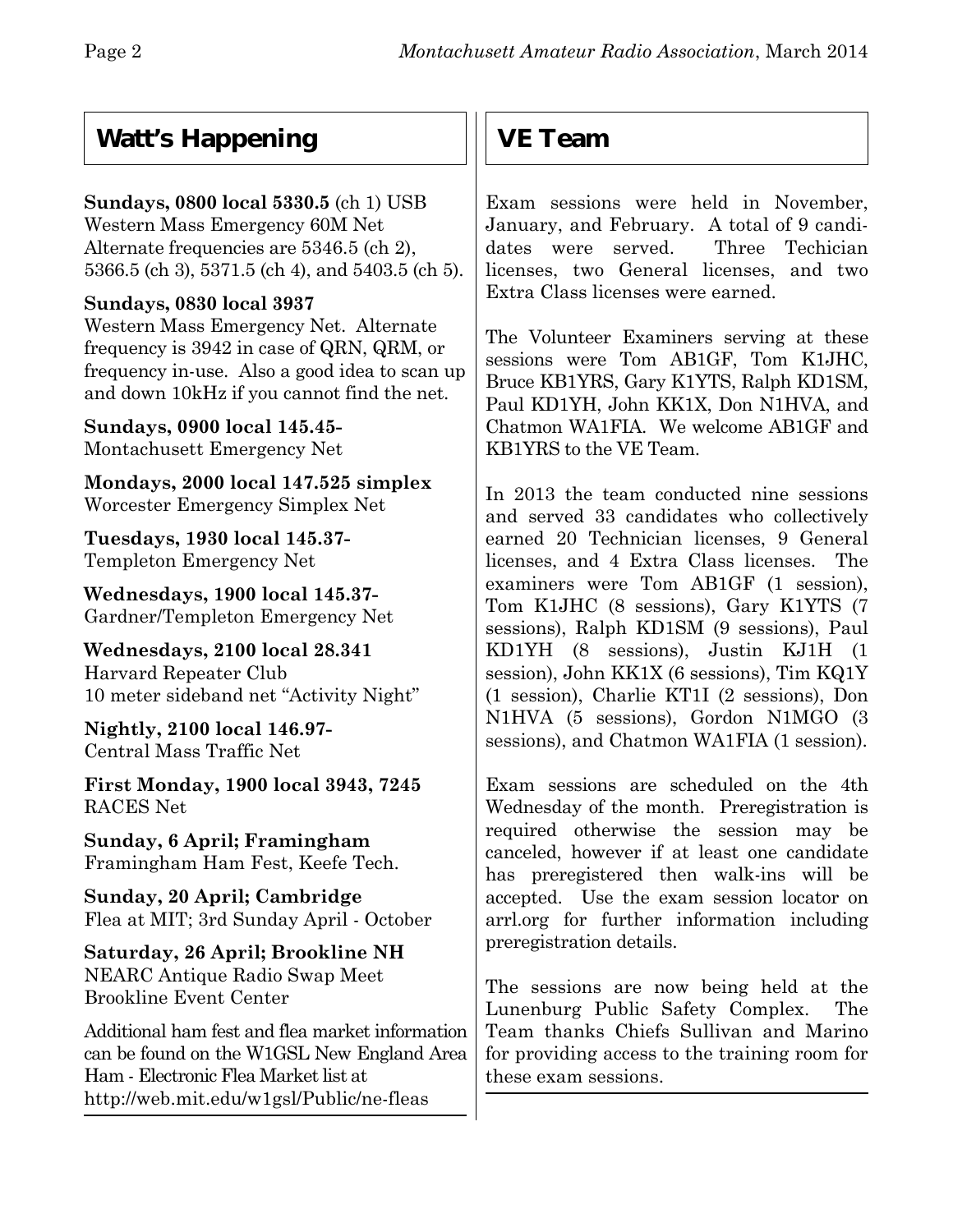## Watt's Happening

**Sundays, 0800 local 5330.5** (ch 1) USB
Western Mass Emergency 60M Net
Alternate frequencies are 5346.5 (ch 2), 5366.5 (ch 3), 5371.5 (ch 4), and 5403.5 (ch 5).

**Sundays, 0830 local 3937**
Western Mass Emergency Net. Alternate frequency is 3942 in case of QRN, QRM, or frequency in-use. Also a good idea to scan up and down 10kHz if you cannot find the net.

**Sundays, 0900 local 145.45-**
Montachusett Emergency Net

**Mondays, 2000 local 147.525 simplex**
Worcester Emergency Simplex Net

**Tuesdays, 1930 local 145.37-**
Templeton Emergency Net

**Wednesdays, 1900 local 145.37-**
Gardner/Templeton Emergency Net

**Wednesdays, 2100 local 28.341**
Harvard Repeater Club
10 meter sideband net "Activity Night"

**Nightly, 2100 local 146.97-**
Central Mass Traffic Net

**First Monday, 1900 local 3943, 7245**
RACES Net

**Sunday, 6 April; Framingham**
Framingham Ham Fest, Keefe Tech.

**Sunday, 20 April; Cambridge**
Flea at MIT; 3rd Sunday April - October

**Saturday, 26 April; Brookline NH**
NEARC Antique Radio Swap Meet
Brookline Event Center

Additional ham fest and flea market information can be found on the W1GSL New England Area Ham - Electronic Flea Market list at http://web.mit.edu/w1gsl/Public/ne-fleas

## VE Team

Exam sessions were held in November, January, and February. A total of 9 candidates were served. Three Techician licenses, two General licenses, and two Extra Class licenses were earned.

The Volunteer Examiners serving at these sessions were Tom AB1GF, Tom K1JHC, Bruce KB1YRS, Gary K1YTS, Ralph KD1SM, Paul KD1YH, John KK1X, Don N1HVA, and Chatmon WA1FIA. We welcome AB1GF and KB1YRS to the VE Team.

In 2013 the team conducted nine sessions and served 33 candidates who collectively earned 20 Technician licenses, 9 General licenses, and 4 Extra Class licenses. The examiners were Tom AB1GF (1 session), Tom K1JHC (8 sessions), Gary K1YTS (7 sessions), Ralph KD1SM (9 sessions), Paul KD1YH (8 sessions), Justin KJ1H (1 session), John KK1X (6 sessions), Tim KQ1Y (1 session), Charlie KT1I (2 sessions), Don N1HVA (5 sessions), Gordon N1MGO (3 sessions), and Chatmon WA1FIA (1 session).

Exam sessions are scheduled on the 4th Wednesday of the month. Preregistration is required otherwise the session may be canceled, however if at least one candidate has preregistered then walk-ins will be accepted. Use the exam session locator on arrl.org for further information including preregistration details.

The sessions are now being held at the Lunenburg Public Safety Complex. The Team thanks Chiefs Sullivan and Marino for providing access to the training room for these exam sessions.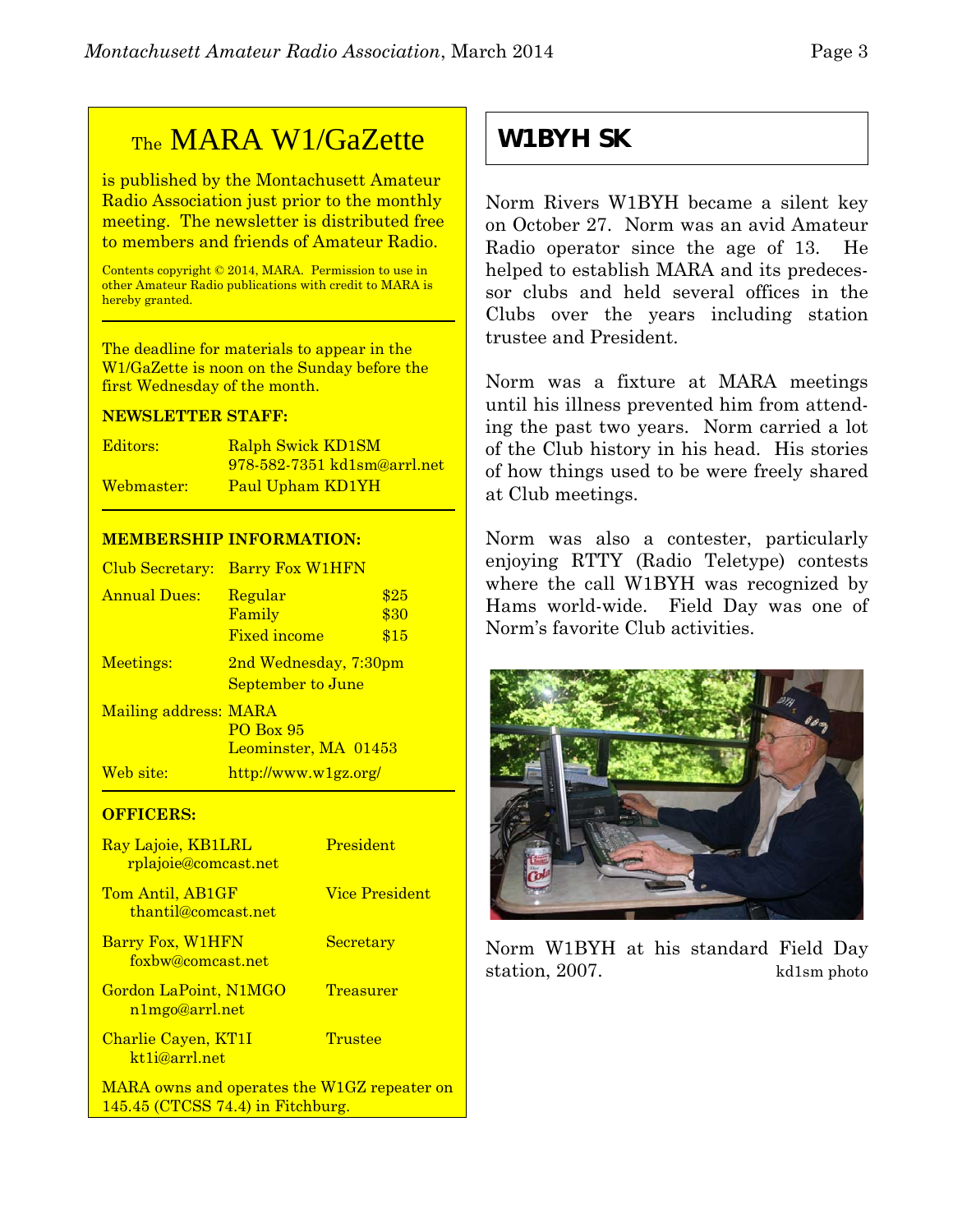## The MARA W1/GaZette

is published by the Montachusett Amateur Radio Association just prior to the monthly meeting. The newsletter is distributed free to members and friends of Amateur Radio.

Contents copyright © 2014, MARA. Permission to use in other Amateur Radio publications with credit to MARA is hereby granted.

The deadline for materials to appear in the W1/GaZette is noon on the Sunday before the first Wednesday of the month.

**NEWSLETTER STAFF:**

| | |
|---|---|
| Editors: | Ralph Swick KD1SM<br>978-582-7351 kd1sm@arrl.net |
| Webmaster: | Paul Upham KD1YH |

**MEMBERSHIP INFORMATION:**

| | | |
|---|---|---|
| Club Secretary: | Barry Fox W1HFN | |
| Annual Dues: | Regular | $25 |
| | Family | $30 |
| | Fixed income | $15 |
| Meetings: | 2nd Wednesday, 7:30pm<br>September to June | |
| Mailing address: | MARA<br>PO Box 95<br>Leominster, MA 01453 | |
| Web site: | http://www.w1gz.org/ | |

**OFFICERS:**

| | |
|---|---|
| Ray Lajoie, KB1LRL<br>rplajoie@comcast.net | President |
| Tom Antil, AB1GF<br>thantil@comcast.net | Vice President |
| Barry Fox, W1HFN<br>foxbw@comcast.net | Secretary |
| Gordon LaPoint, N1MGO<br>n1mgo@arrl.net | Treasurer |
| Charlie Cayen, KT1I<br>kt1i@arrl.net | Trustee |

MARA owns and operates the W1GZ repeater on 145.45 (CTCSS 74.4) in Fitchburg.

## W1BYH SK

Norm Rivers W1BYH became a silent key on October 27. Norm was an avid Amateur Radio operator since the age of 13. He helped to establish MARA and its predecessor clubs and held several offices in the Clubs over the years including station trustee and President.

Norm was a fixture at MARA meetings until his illness prevented him from attending the past two years. Norm carried a lot of the Club history in his head. His stories of how things used to be were freely shared at Club meetings.

Norm was also a contester, particularly enjoying RTTY (Radio Teletype) contests where the call W1BYH was recognized by Hams world-wide. Field Day was one of Norm's favorite Club activities.

Norm W1BYH at his standard Field Day station, 2007. kd1sm photo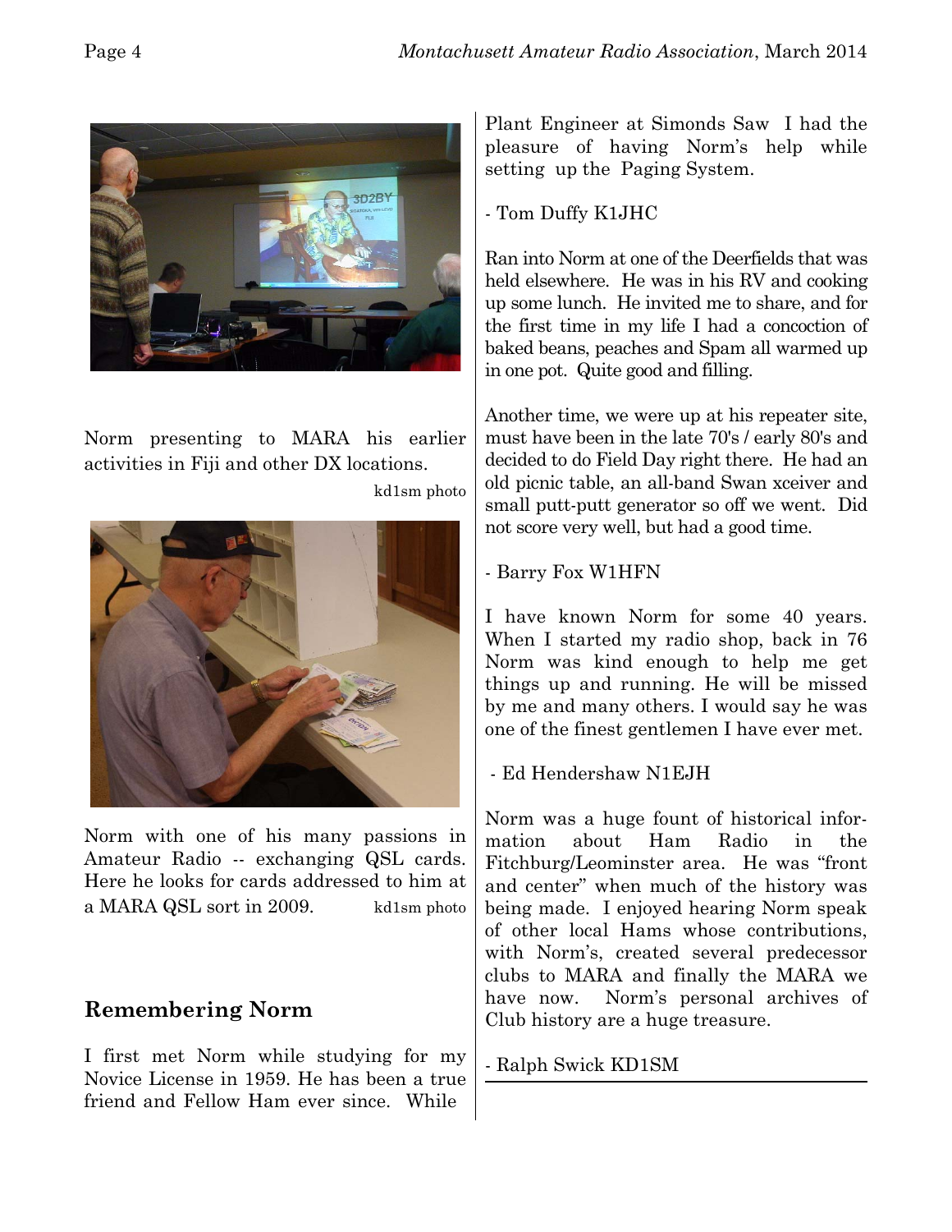Norm presenting to MARA his earlier activities in Fiji and other DX locations.

kd1sm photo

Norm with one of his many passions in Amateur Radio -- exchanging QSL cards. Here he looks for cards addressed to him at a MARA QSL sort in 2009. kd1sm photo

## Remembering Norm

I first met Norm while studying for my Novice License in 1959. He has been a true friend and Fellow Ham ever since. While Plant Engineer at Simonds Saw I had the pleasure of having Norm's help while setting up the Paging System.

- Tom Duffy K1JHC

Ran into Norm at one of the Deerfields that was held elsewhere. He was in his RV and cooking up some lunch. He invited me to share, and for the first time in my life I had a concoction of baked beans, peaches and Spam all warmed up in one pot. Quite good and filling.

Another time, we were up at his repeater site, must have been in the late 70's / early 80's and decided to do Field Day right there. He had an old picnic table, an all-band Swan xceiver and small putt-putt generator so off we went. Did not score very well, but had a good time.

- Barry Fox W1HFN

I have known Norm for some 40 years. When I started my radio shop, back in 76 Norm was kind enough to help me get things up and running. He will be missed by me and many others. I would say he was one of the finest gentlemen I have ever met.

- Ed Hendershaw N1EJH

Norm was a huge fount of historical information about Ham Radio in the Fitchburg/Leominster area. He was "front and center" when much of the history was being made. I enjoyed hearing Norm speak of other local Hams whose contributions, with Norm's, created several predecessor clubs to MARA and finally the MARA we have now. Norm's personal archives of Club history are a huge treasure.

- Ralph Swick KD1SM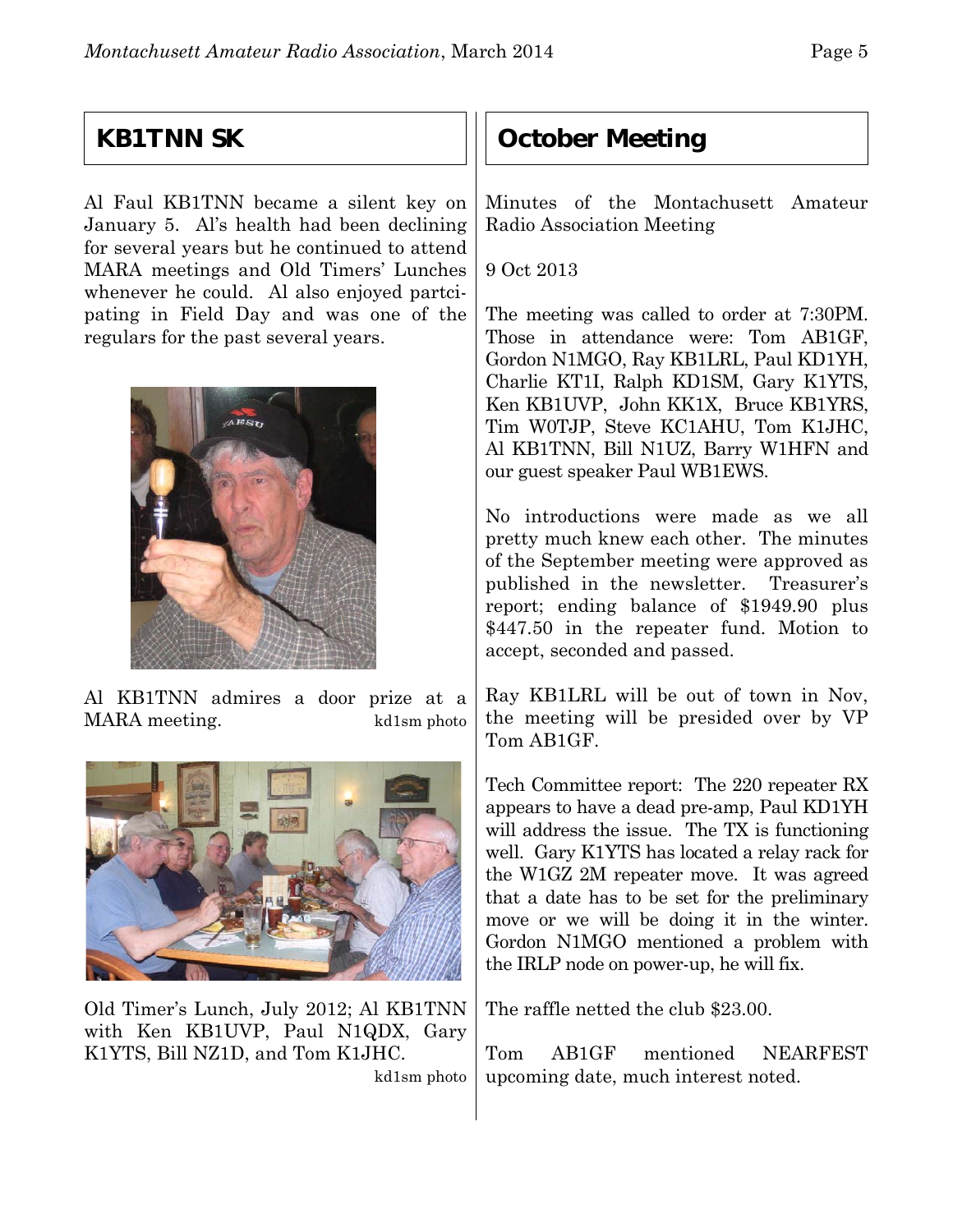## KB1TNN SK

Al Faul KB1TNN became a silent key on January 5. Al's health had been declining for several years but he continued to attend MARA meetings and Old Timers' Lunches whenever he could. Al also enjoyed partcipating in Field Day and was one of the regulars for the past several years.

Al KB1TNN admires a door prize at a MARA meeting. kd1sm photo

Old Timer's Lunch, July 2012; Al KB1TNN with Ken KB1UVP, Paul N1QDX, Gary K1YTS, Bill NZ1D, and Tom K1JHC. kd1sm photo

## October Meeting

Minutes of the Montachusett Amateur Radio Association Meeting

9 Oct 2013

The meeting was called to order at 7:30PM. Those in attendance were: Tom AB1GF, Gordon N1MGO, Ray KB1LRL, Paul KD1YH, Charlie KT1I, Ralph KD1SM, Gary K1YTS, Ken KB1UVP, John KK1X, Bruce KB1YRS, Tim W0TJP, Steve KC1AHU, Tom K1JHC, Al KB1TNN, Bill N1UZ, Barry W1HFN and our guest speaker Paul WB1EWS.

No introductions were made as we all pretty much knew each other. The minutes of the September meeting were approved as published in the newsletter. Treasurer's report; ending balance of $1949.90 plus $447.50 in the repeater fund. Motion to accept, seconded and passed.

Ray KB1LRL will be out of town in Nov, the meeting will be presided over by VP Tom AB1GF.

Tech Committee report: The 220 repeater RX appears to have a dead pre-amp, Paul KD1YH will address the issue. The TX is functioning well. Gary K1YTS has located a relay rack for the W1GZ 2M repeater move. It was agreed that a date has to be set for the preliminary move or we will be doing it in the winter. Gordon N1MGO mentioned a problem with the IRLP node on power-up, he will fix.

The raffle netted the club $23.00.

Tom AB1GF mentioned NEARFEST upcoming date, much interest noted.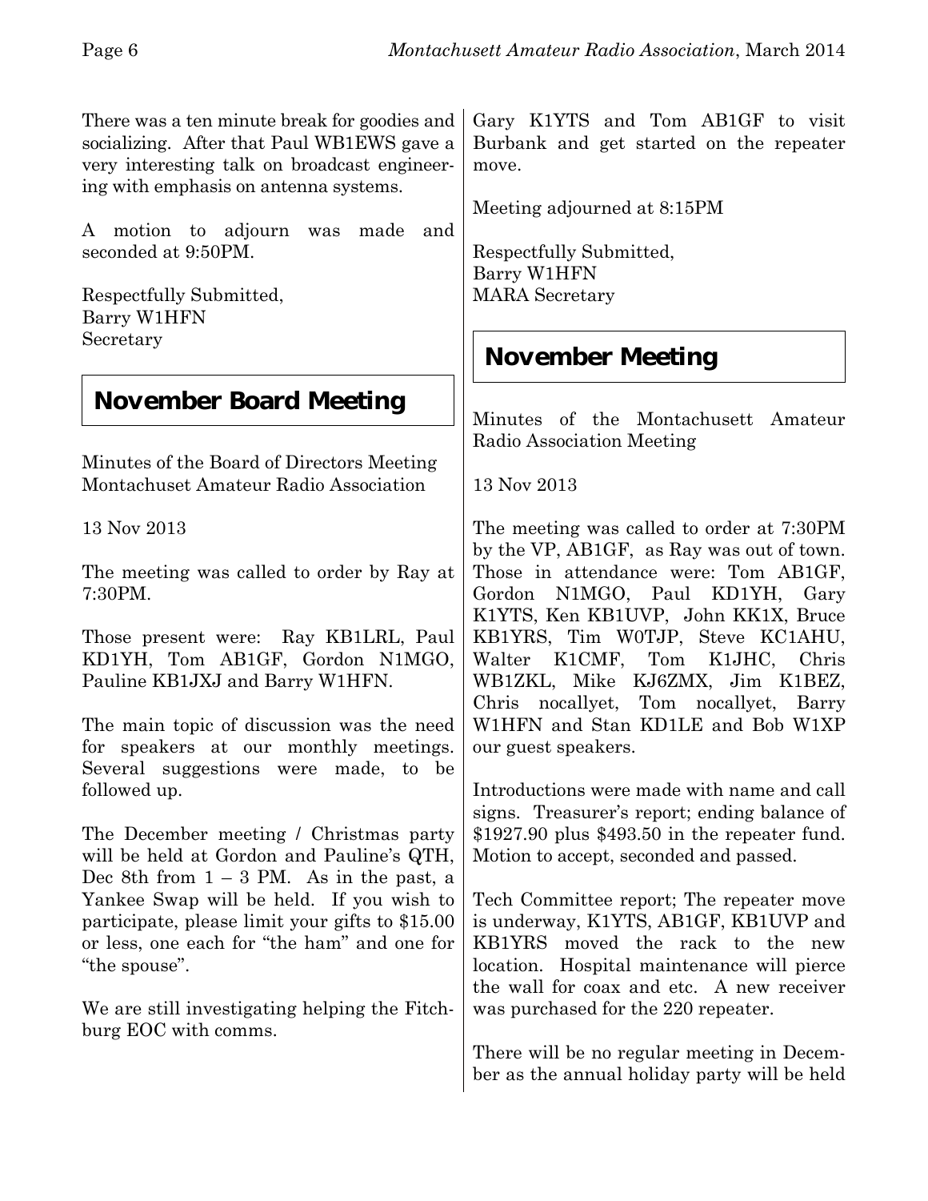There was a ten minute break for goodies and socializing. After that Paul WB1EWS gave a very interesting talk on broadcast engineering with emphasis on antenna systems.

A motion to adjourn was made and seconded at 9:50PM.

Respectfully Submitted,
Barry W1HFN
Secretary

## November Board Meeting

Minutes of the Board of Directors Meeting
Montachuset Amateur Radio Association

13 Nov 2013

The meeting was called to order by Ray at 7:30PM.

Those present were: Ray KB1LRL, Paul KD1YH, Tom AB1GF, Gordon N1MGO, Pauline KB1JXJ and Barry W1HFN.

The main topic of discussion was the need for speakers at our monthly meetings. Several suggestions were made, to be followed up.

The December meeting / Christmas party will be held at Gordon and Pauline's QTH, Dec 8th from 1 – 3 PM. As in the past, a Yankee Swap will be held. If you wish to participate, please limit your gifts to $15.00 or less, one each for "the ham" and one for "the spouse".

We are still investigating helping the Fitchburg EOC with comms.

Gary K1YTS and Tom AB1GF to visit Burbank and get started on the repeater move.

Meeting adjourned at 8:15PM

Respectfully Submitted,
Barry W1HFN
MARA Secretary

## November Meeting

Minutes of the Montachusett Amateur Radio Association Meeting

13 Nov 2013

The meeting was called to order at 7:30PM by the VP, AB1GF, as Ray was out of town. Those in attendance were: Tom AB1GF, Gordon N1MGO, Paul KD1YH, Gary K1YTS, Ken KB1UVP, John KK1X, Bruce KB1YRS, Tim W0TJP, Steve KC1AHU, Walter K1CMF, Tom K1JHC, Chris WB1ZKL, Mike KJ6ZMX, Jim K1BEZ, Chris nocallyet, Tom nocallyet, Barry W1HFN and Stan KD1LE and Bob W1XP our guest speakers.

Introductions were made with name and call signs. Treasurer's report; ending balance of $1927.90 plus $493.50 in the repeater fund. Motion to accept, seconded and passed.

Tech Committee report; The repeater move is underway, K1YTS, AB1GF, KB1UVP and KB1YRS moved the rack to the new location. Hospital maintenance will pierce the wall for coax and etc. A new receiver was purchased for the 220 repeater.

There will be no regular meeting in December as the annual holiday party will be held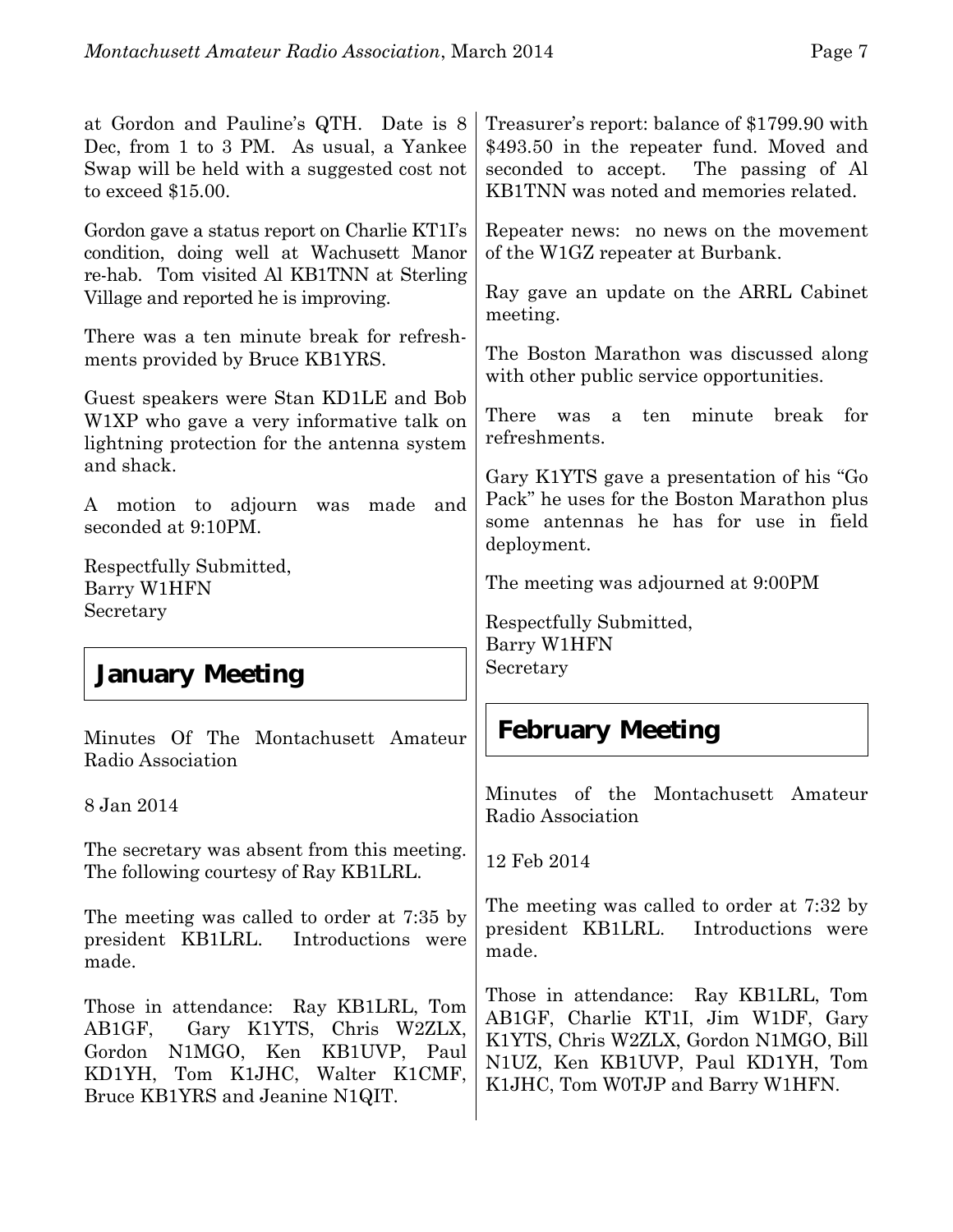at Gordon and Pauline's QTH. Date is 8 Dec, from 1 to 3 PM. As usual, a Yankee Swap will be held with a suggested cost not to exceed $15.00.

Gordon gave a status report on Charlie KT1I's condition, doing well at Wachusett Manor re-hab. Tom visited Al KB1TNN at Sterling Village and reported he is improving.

There was a ten minute break for refreshments provided by Bruce KB1YRS.

Guest speakers were Stan KD1LE and Bob W1XP who gave a very informative talk on lightning protection for the antenna system and shack.

A motion to adjourn was made and seconded at 9:10PM.

Respectfully Submitted,
Barry W1HFN
Secretary

## January Meeting

Minutes Of The Montachusett Amateur Radio Association

8 Jan 2014

The secretary was absent from this meeting. The following courtesy of Ray KB1LRL.

The meeting was called to order at 7:35 by president KB1LRL. Introductions were made.

Those in attendance: Ray KB1LRL, Tom AB1GF, Gary K1YTS, Chris W2ZLX, Gordon N1MGO, Ken KB1UVP, Paul KD1YH, Tom K1JHC, Walter K1CMF, Bruce KB1YRS and Jeanine N1QIT.

Treasurer's report: balance of $1799.90 with $493.50 in the repeater fund. Moved and seconded to accept. The passing of Al KB1TNN was noted and memories related.

Repeater news: no news on the movement of the W1GZ repeater at Burbank.

Ray gave an update on the ARRL Cabinet meeting.

The Boston Marathon was discussed along with other public service opportunities.

There was a ten minute break for refreshments.

Gary K1YTS gave a presentation of his "Go Pack" he uses for the Boston Marathon plus some antennas he has for use in field deployment.

The meeting was adjourned at 9:00PM

Respectfully Submitted,
Barry W1HFN
Secretary

## February Meeting

Minutes of the Montachusett Amateur Radio Association

12 Feb 2014

The meeting was called to order at 7:32 by president KB1LRL. Introductions were made.

Those in attendance: Ray KB1LRL, Tom AB1GF, Charlie KT1I, Jim W1DF, Gary K1YTS, Chris W2ZLX, Gordon N1MGO, Bill N1UZ, Ken KB1UVP, Paul KD1YH, Tom K1JHC, Tom W0TJP and Barry W1HFN.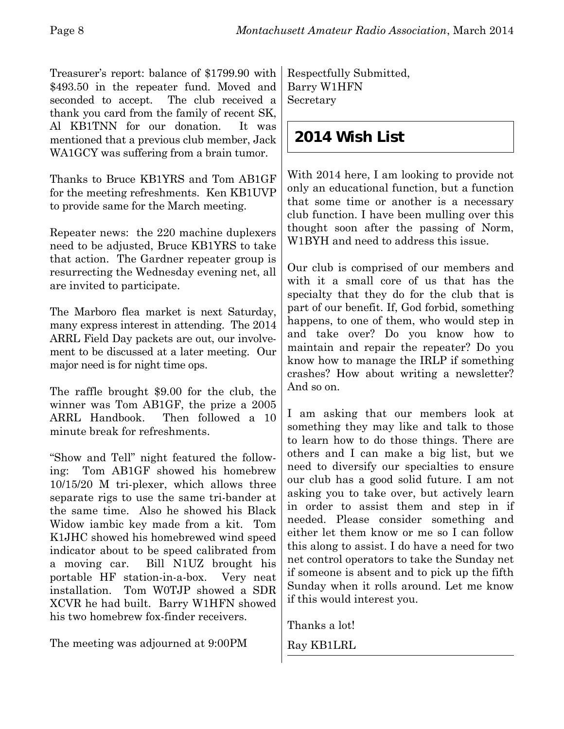Treasurer's report: balance of $1799.90 with $493.50 in the repeater fund. Moved and seconded to accept. The club received a thank you card from the family of recent SK, Al KB1TNN for our donation. It was mentioned that a previous club member, Jack WA1GCY was suffering from a brain tumor.

Thanks to Bruce KB1YRS and Tom AB1GF for the meeting refreshments. Ken KB1UVP to provide same for the March meeting.

Repeater news: the 220 machine duplexers need to be adjusted, Bruce KB1YRS to take that action. The Gardner repeater group is resurrecting the Wednesday evening net, all are invited to participate.

The Marboro flea market is next Saturday, many express interest in attending. The 2014 ARRL Field Day packets are out, our involvement to be discussed at a later meeting. Our major need is for night time ops.

The raffle brought $9.00 for the club, the winner was Tom AB1GF, the prize a 2005 ARRL Handbook. Then followed a 10 minute break for refreshments.

"Show and Tell" night featured the following: Tom AB1GF showed his homebrew 10/15/20 M tri-plexer, which allows three separate rigs to use the same tri-bander at the same time. Also he showed his Black Widow iambic key made from a kit. Tom K1JHC showed his homebrewed wind speed indicator about to be speed calibrated from a moving car. Bill N1UZ brought his portable HF station-in-a-box. Very neat installation. Tom W0TJP showed a SDR XCVR he had built. Barry W1HFN showed his two homebrew fox-finder receivers.

The meeting was adjourned at 9:00PM

Respectfully Submitted,
Barry W1HFN
Secretary

## 2014 Wish List

With 2014 here, I am looking to provide not only an educational function, but a function that some time or another is a necessary club function. I have been mulling over this thought soon after the passing of Norm, W1BYH and need to address this issue.

Our club is comprised of our members and with it a small core of us that has the specialty that they do for the club that is part of our benefit. If, God forbid, something happens, to one of them, who would step in and take over? Do you know how to maintain and repair the repeater? Do you know how to manage the IRLP if something crashes? How about writing a newsletter? And so on.

I am asking that our members look at something they may like and talk to those to learn how to do those things. There are others and I can make a big list, but we need to diversify our specialties to ensure our club has a good solid future. I am not asking you to take over, but actively learn in order to assist them and step in if needed. Please consider something and either let them know or me so I can follow this along to assist. I do have a need for two net control operators to take the Sunday net if someone is absent and to pick up the fifth Sunday when it rolls around. Let me know if this would interest you.

Thanks a lot!

Ray KB1LRL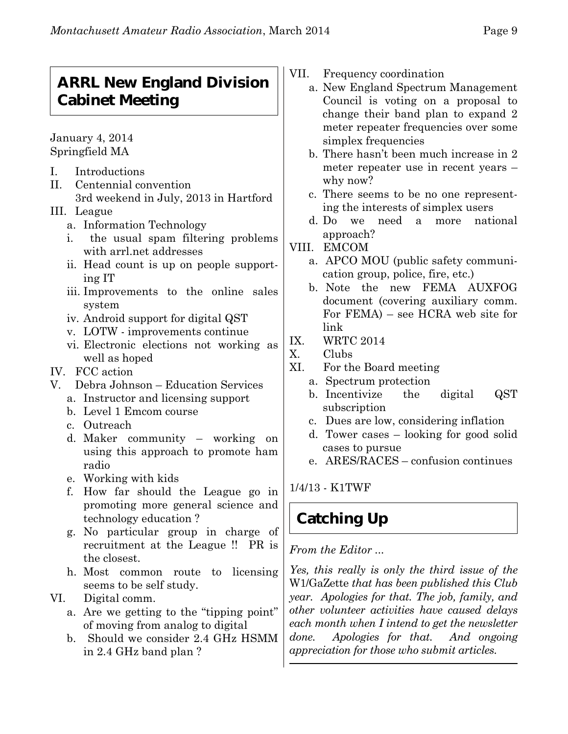## ARRL New England Division Cabinet Meeting

January 4, 2014
Springfield MA

I. Introductions
II. Centennial convention
    3rd weekend in July, 2013 in Hartford
III. League
    a. Information Technology
        i. the usual spam filtering problems with arrl.net addresses
        ii. Head count is up on people supporting IT
        iii. Improvements to the online sales system
        iv. Android support for digital QST
        v. LOTW - improvements continue
        vi. Electronic elections not working as well as hoped
IV. FCC action
V. Debra Johnson – Education Services
    a. Instructor and licensing support
    b. Level 1 Emcom course
    c. Outreach
    d. Maker community – working on using this approach to promote ham radio
    e. Working with kids
    f. How far should the League go in promoting more general science and technology education ?
    g. No particular group in charge of recruitment at the League !! PR is the closest.
    h. Most common route to licensing seems to be self study.
VI. Digital comm.
    a. Are we getting to the "tipping point" of moving from analog to digital
    b. Should we consider 2.4 GHz HSMM in 2.4 GHz band plan ?
VII. Frequency coordination
    a. New England Spectrum Management Council is voting on a proposal to change their band plan to expand 2 meter repeater frequencies over some simplex frequencies
    b. There hasn't been much increase in 2 meter repeater use in recent years – why now?
    c. There seems to be no one representing the interests of simplex users
    d. Do we need a more national approach?
VIII. EMCOM
    a. APCO MOU (public safety communication group, police, fire, etc.)
    b. Note the new FEMA AUXFOG document (covering auxiliary comm. For FEMA) – see HCRA web site for link
IX. WRTC 2014
X. Clubs
XI. For the Board meeting
    a. Spectrum protection
    b. Incentivize the digital QST subscription
    c. Dues are low, considering inflation
    d. Tower cases – looking for good solid cases to pursue
    e. ARES/RACES – confusion continues

1/4/13 - K1TWF

## Catching Up

*From the Editor ...*

*Yes, this really is only the third issue of the* W1/GaZette *that has been published this Club year. Apologies for that. The job, family, and other volunteer activities have caused delays each month when I intend to get the newsletter done. Apologies for that. And ongoing appreciation for those who submit articles.*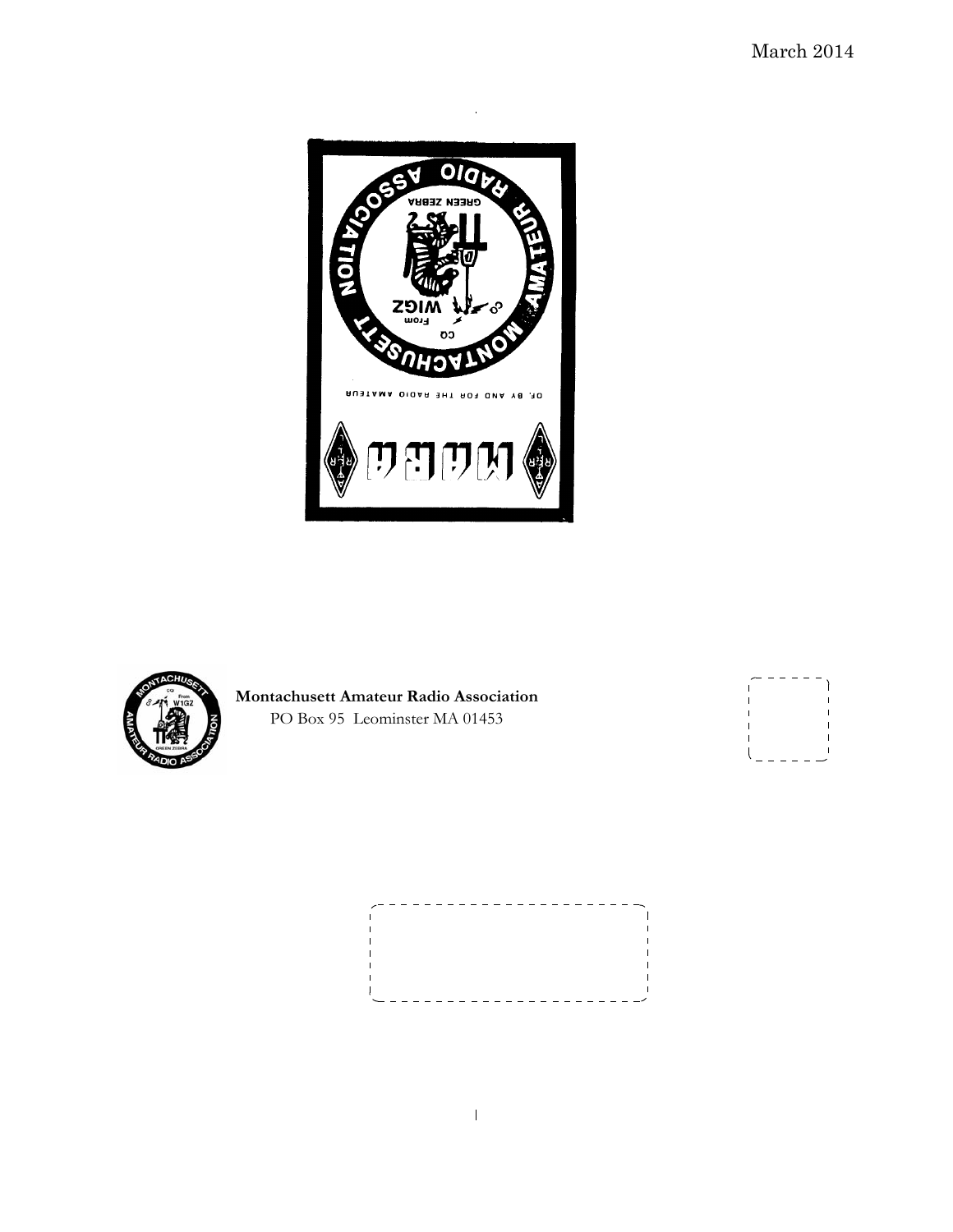Montachusett Amateur Radio Association

PO Box 95 Leominster MA 01453